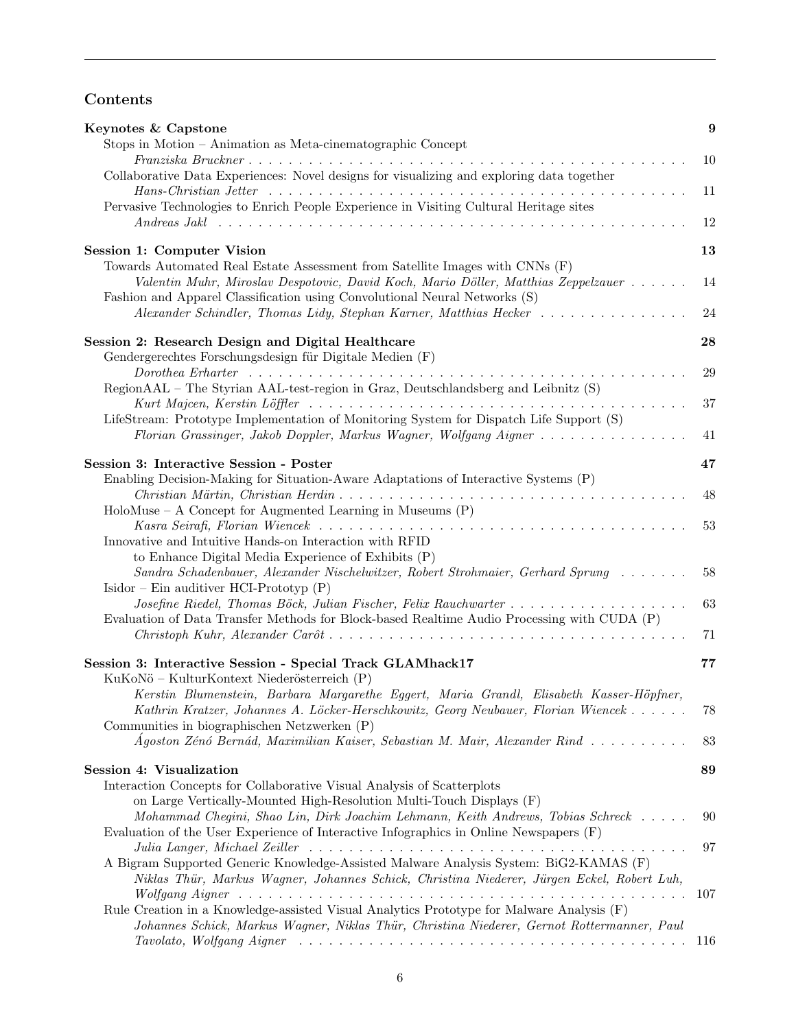## Contents

**Keynotes & Capstone** — **9**

- Stops in Motion – Animation as Meta-cinematographic Concept
  *Franziska Bruckner* — 10
- Collaborative Data Experiences: Novel designs for visualizing and exploring data together
  *Hans-Christian Jetter* — 11
- Pervasive Technologies to Enrich People Experience in Visiting Cultural Heritage sites
  *Andreas Jakl* — 12

**Session 1: Computer Vision** — **13**

- Towards Automated Real Estate Assessment from Satellite Images with CNNs (F)
  *Valentin Muhr, Miroslav Despotovic, David Koch, Mario Döller, Matthias Zeppelzauer* — 14
- Fashion and Apparel Classification using Convolutional Neural Networks (S)
  *Alexander Schindler, Thomas Lidy, Stephan Karner, Matthias Hecker* — 24

**Session 2: Research Design and Digital Healthcare** — **28**

- Gendergerechtes Forschungsdesign für Digitale Medien (F)
  *Dorothea Erharter* — 29
- RegionAAL – The Styrian AAL-test-region in Graz, Deutschlandsberg and Leibnitz (S)
  *Kurt Majcen, Kerstin Löffler* — 37
- LifeStream: Prototype Implementation of Monitoring System for Dispatch Life Support (S)
  *Florian Grassinger, Jakob Doppler, Markus Wagner, Wolfgang Aigner* — 41

**Session 3: Interactive Session - Poster** — **47**

- Enabling Decision-Making for Situation-Aware Adaptations of Interactive Systems (P)
  *Christian Märtin, Christian Herdin* — 48
- HoloMuse – A Concept for Augmented Learning in Museums (P)
  *Kasra Seirafi, Florian Wiencek* — 53
- Innovative and Intuitive Hands-on Interaction with RFID to Enhance Digital Media Experience of Exhibits (P)
  *Sandra Schadenbauer, Alexander Nischelwitzer, Robert Strohmaier, Gerhard Sprung* — 58
- Isidor – Ein auditiver HCI-Prototyp (P)
  *Josefine Riedel, Thomas Böck, Julian Fischer, Felix Rauchwarter* — 63
- Evaluation of Data Transfer Methods for Block-based Realtime Audio Processing with CUDA (P)
  *Christoph Kuhr, Alexander Carôt* — 71

**Session 3: Interactive Session - Special Track GLAMhack17** — **77**

- KuKoNö – KulturKontext Niederösterreich (P)
  *Kerstin Blumenstein, Barbara Margarethe Eggert, Maria Grandl, Elisabeth Kasser-Höpfner, Kathrin Kratzer, Johannes A. Löcker-Herschkowitz, Georg Neubauer, Florian Wiencek* — 78
- Communities in biographischen Netzwerken (P)
  *Ágoston Zénó Bernád, Maximilian Kaiser, Sebastian M. Mair, Alexander Rind* — 83

**Session 4: Visualization** — **89**

- Interaction Concepts for Collaborative Visual Analysis of Scatterplots on Large Vertically-Mounted High-Resolution Multi-Touch Displays (F)
  *Mohammad Chegini, Shao Lin, Dirk Joachim Lehmann, Keith Andrews, Tobias Schreck* — 90
- Evaluation of the User Experience of Interactive Infographics in Online Newspapers (F)
  *Julia Langer, Michael Zeiller* — 97
- A Bigram Supported Generic Knowledge-Assisted Malware Analysis System: BiG2-KAMAS (F)
  *Niklas Thür, Markus Wagner, Johannes Schick, Christina Niederer, Jürgen Eckel, Robert Luh, Wolfgang Aigner* — 107
- Rule Creation in a Knowledge-assisted Visual Analytics Prototype for Malware Analysis (F)
  *Johannes Schick, Markus Wagner, Niklas Thür, Christina Niederer, Gernot Rottermanner, Paul Tavolato, Wolfgang Aigner* — 116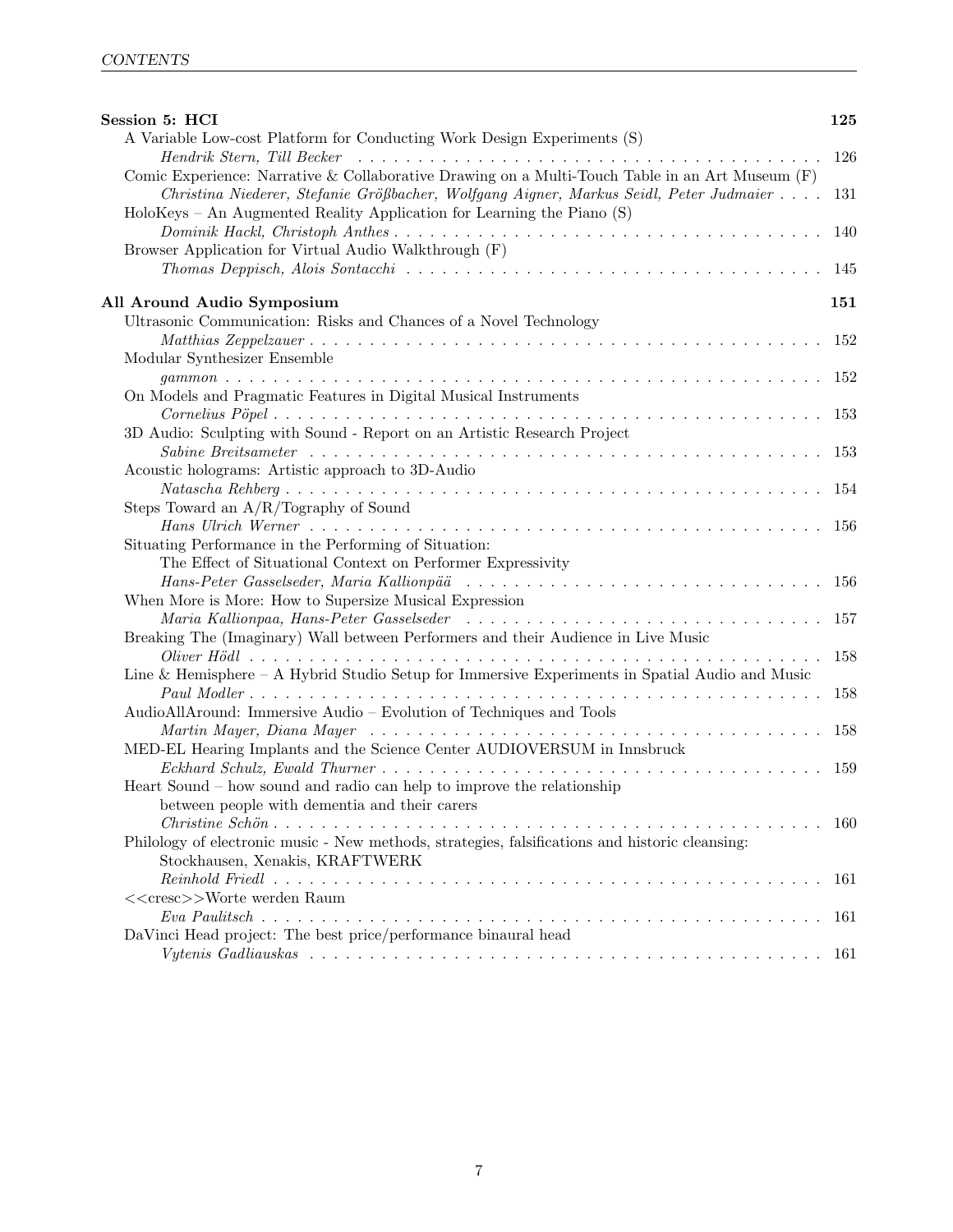**Session 5: HCI** **125**

A Variable Low-cost Platform for Conducting Work Design Experiments (S)
*Hendrik Stern, Till Becker* . . . . . . . . . . 126

Comic Experience: Narrative & Collaborative Drawing on a Multi-Touch Table in an Art Museum (F)
*Christina Niederer, Stefanie Größbacher, Wolfgang Aigner, Markus Seidl, Peter Judmaier* . . . . 131

HoloKeys – An Augmented Reality Application for Learning the Piano (S)
*Dominik Hackl, Christoph Anthes* . . . . . . . . . . 140

Browser Application for Virtual Audio Walkthrough (F)
*Thomas Deppisch, Alois Sontacchi* . . . . . . . . . . 145

**All Around Audio Symposium** **151**

Ultrasonic Communication: Risks and Chances of a Novel Technology
*Matthias Zeppelzauer* . . . . . . . . . . 152

Modular Synthesizer Ensemble
*gammon* . . . . . . . . . . 152

On Models and Pragmatic Features in Digital Musical Instruments
*Cornelius Pöpel* . . . . . . . . . . 153

3D Audio: Sculpting with Sound - Report on an Artistic Research Project
*Sabine Breitsameter* . . . . . . . . . . 153

Acoustic holograms: Artistic approach to 3D-Audio
*Natascha Rehberg* . . . . . . . . . . 154

Steps Toward an A/R/Tography of Sound
*Hans Ulrich Werner* . . . . . . . . . . 156

Situating Performance in the Performing of Situation:
The Effect of Situational Context on Performer Expressivity
*Hans-Peter Gasselseder, Maria Kallionpää* . . . . . . . . . . 156

When More is More: How to Supersize Musical Expression
*Maria Kallionpaa, Hans-Peter Gasselseder* . . . . . . . . . . 157

Breaking The (Imaginary) Wall between Performers and their Audience in Live Music
*Oliver Hödl* . . . . . . . . . . 158

Line & Hemisphere – A Hybrid Studio Setup for Immersive Experiments in Spatial Audio and Music
*Paul Modler* . . . . . . . . . . 158

AudioAllAround: Immersive Audio – Evolution of Techniques and Tools
*Martin Mayer, Diana Mayer* . . . . . . . . . . 158

MED-EL Hearing Implants and the Science Center AUDIOVERSUM in Innsbruck
*Eckhard Schulz, Ewald Thurner* . . . . . . . . . . 159

Heart Sound – how sound and radio can help to improve the relationship
between people with dementia and their carers
*Christine Schön* . . . . . . . . . . 160

Philology of electronic music - New methods, strategies, falsifications and historic cleansing:
Stockhausen, Xenakis, KRAFTWERK
*Reinhold Friedl* . . . . . . . . . . 161

<<cresc>>Worte werden Raum
*Eva Paulitsch* . . . . . . . . . . 161

DaVinci Head project: The best price/performance binaural head
*Vytenis Gadliauskas* . . . . . . . . . . 161